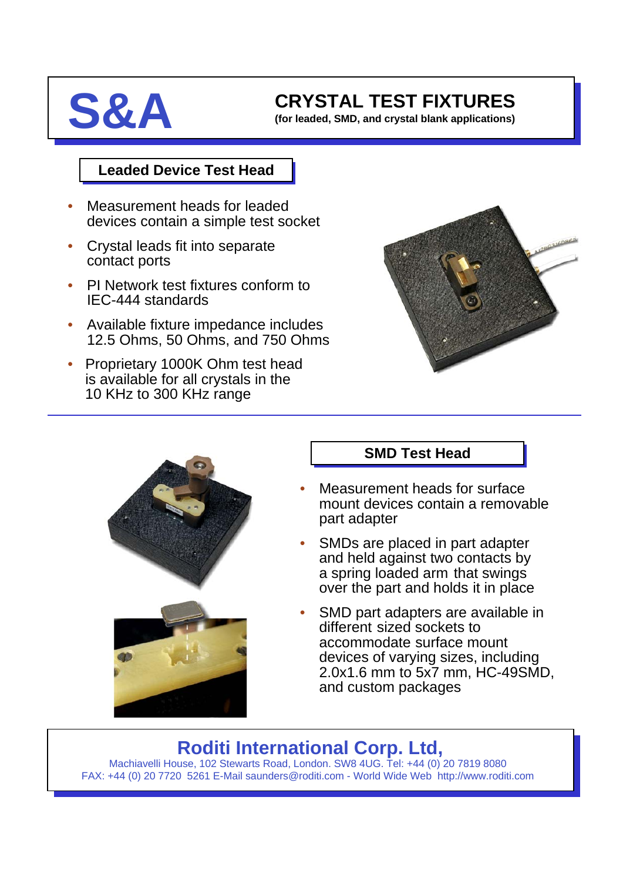# S&A

## CRYSTAL TEST FIXTURES

**(for leaded, SMD, and crystal blank applications)**

### Leaded Device Test Head

- Measurement heads for leaded devices contain a simple test socket
- Crystal leads fit into separate contact ports
- PI Network test fixtures conform to IEC-444 standards
- Available fixture impedance includes 12.5 Ohms, 50 Ohms, and 750 Ohms
- Proprietary 1000K Ohm test head is available for all crystals in the 10 KHz to 300 KHz range

### SMD Test Head

- Measurement heads for surface mount devices contain a removable part adapter
- SMDs are placed in part adapter and held against two contacts by a spring loaded arm that swings over the part and holds it in place
- SMD part adapters are available in different sized sockets to accommodate surface mount devices of varying sizes, including 2.0x1.6 mm to 5x7 mm, HC-49SMD, and custom packages

## Roditi International Corp. Ltd,

Machiavelli House, 102 Stewarts Road, London. SW8 4UG. Tel: +44 (0) 20 7819 8080
FAX: +44 (0) 20 7720 5261 E-Mail saunders@roditi.com - World Wide Web http://www.roditi.com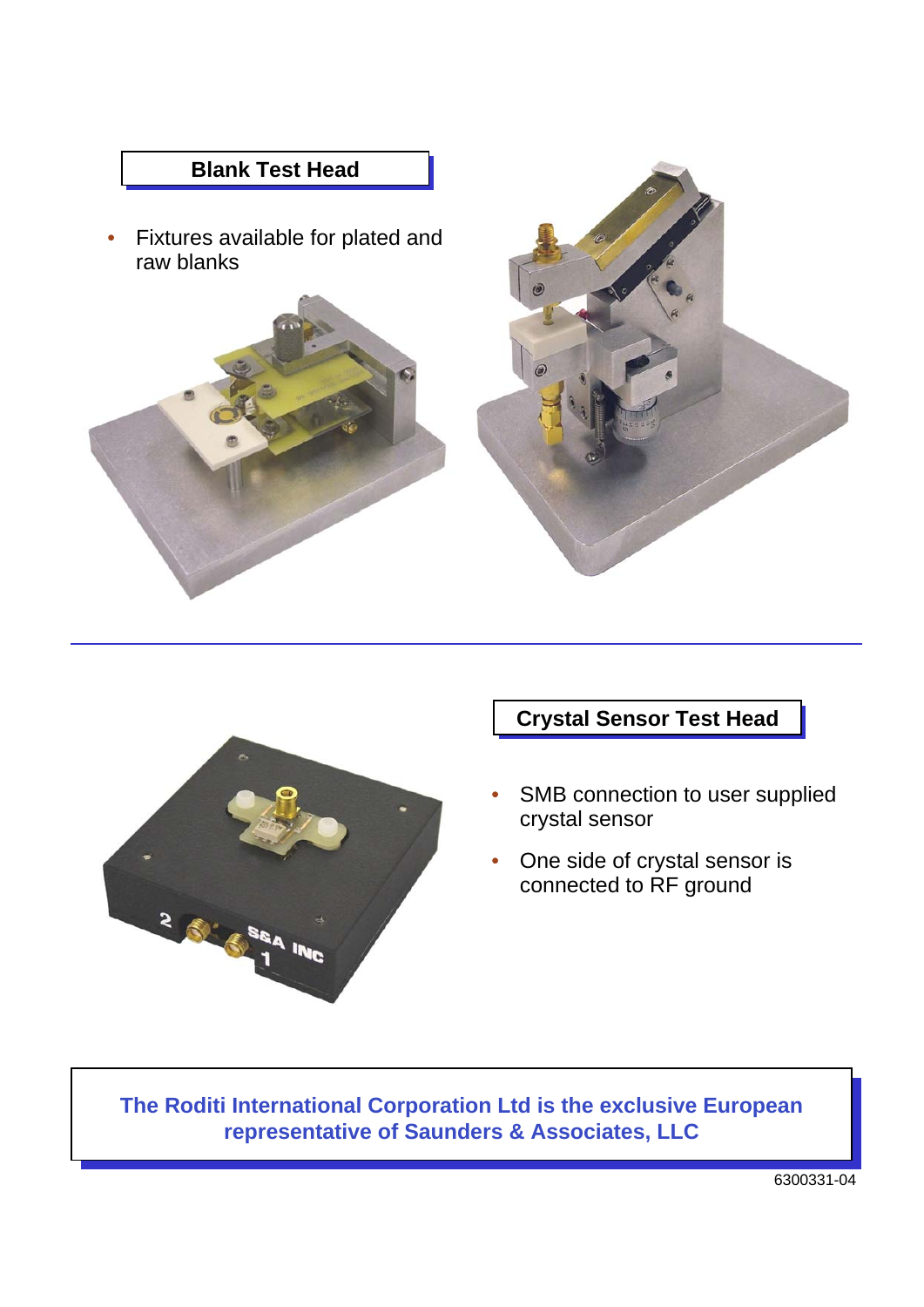## Blank Test Head

- Fixtures available for plated and raw blanks

---

## Crystal Sensor Test Head

- SMB connection to user supplied crystal sensor
- One side of crystal sensor is connected to RF ground

**The Roditi International Corporation Ltd is the exclusive European representative of Saunders & Associates, LLC**

6300331-04